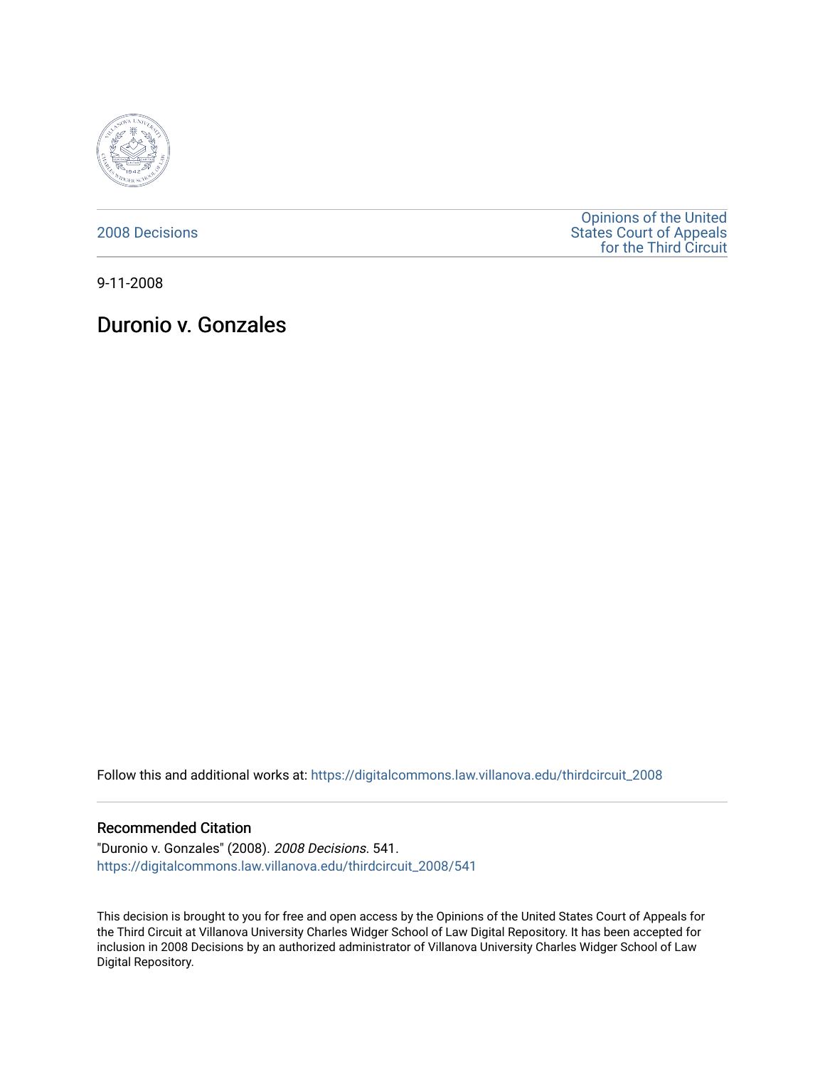2008 Decisions

Opinions of the United States Court of Appeals for the Third Circuit

9-11-2008

# Duronio v. Gonzales

Follow this and additional works at: https://digitalcommons.law.villanova.edu/thirdcircuit_2008

## Recommended Citation

"Duronio v. Gonzales" (2008). *2008 Decisions*. 541.
https://digitalcommons.law.villanova.edu/thirdcircuit_2008/541

This decision is brought to you for free and open access by the Opinions of the United States Court of Appeals for the Third Circuit at Villanova University Charles Widger School of Law Digital Repository. It has been accepted for inclusion in 2008 Decisions by an authorized administrator of Villanova University Charles Widger School of Law Digital Repository.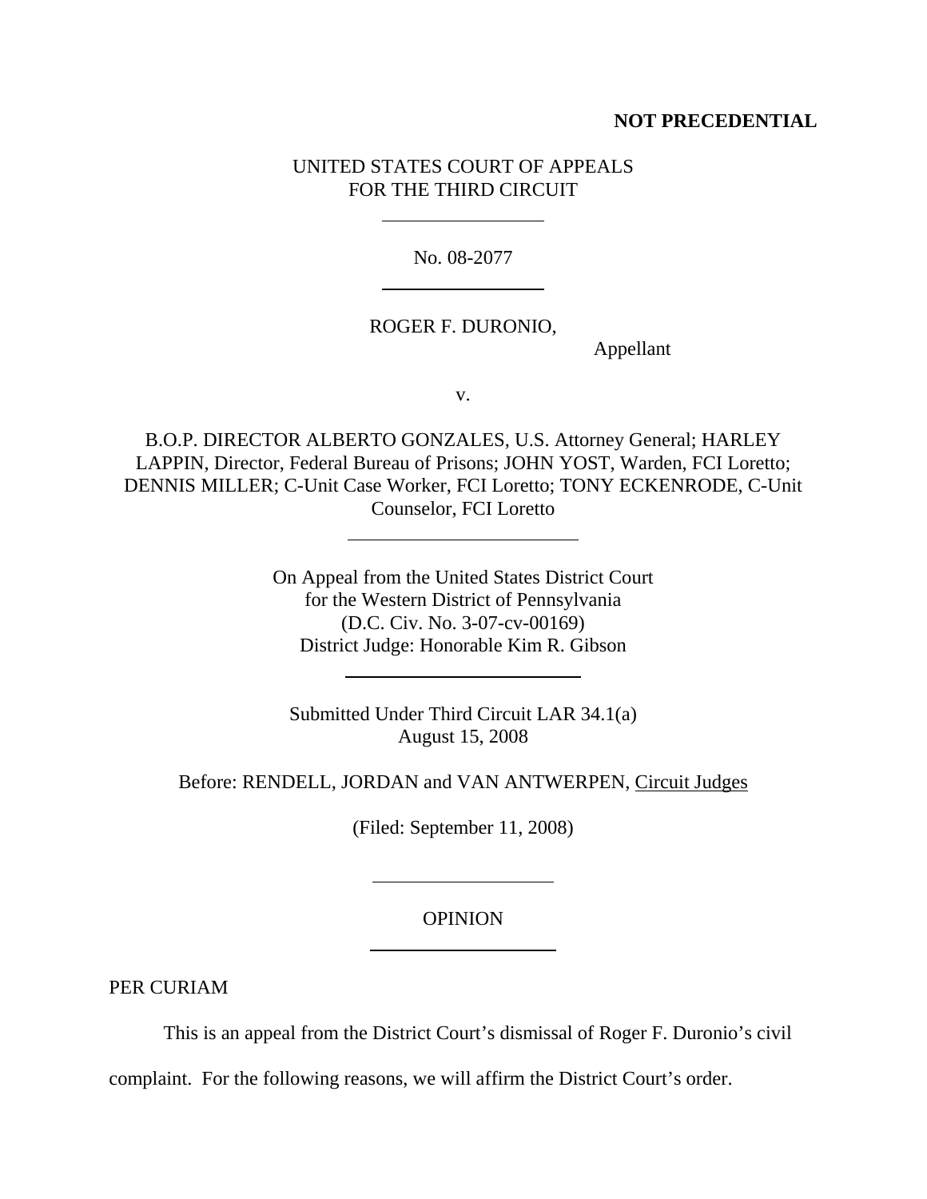**NOT PRECEDENTIAL**

UNITED STATES COURT OF APPEALS
FOR THE THIRD CIRCUIT

No. 08-2077

ROGER F. DURONIO,

Appellant

v.

B.O.P. DIRECTOR ALBERTO GONZALES, U.S. Attorney General; HARLEY LAPPIN, Director, Federal Bureau of Prisons; JOHN YOST, Warden, FCI Loretto; DENNIS MILLER; C-Unit Case Worker, FCI Loretto; TONY ECKENRODE, C-Unit Counselor, FCI Loretto

On Appeal from the United States District Court
for the Western District of Pennsylvania
(D.C. Civ. No. 3-07-cv-00169)
District Judge: Honorable Kim R. Gibson

Submitted Under Third Circuit LAR 34.1(a)
August 15, 2008

Before: RENDELL, JORDAN and VAN ANTWERPEN, Circuit Judges

(Filed: September 11, 2008)

OPINION

PER CURIAM

This is an appeal from the District Court's dismissal of Roger F. Duronio's civil complaint. For the following reasons, we will affirm the District Court's order.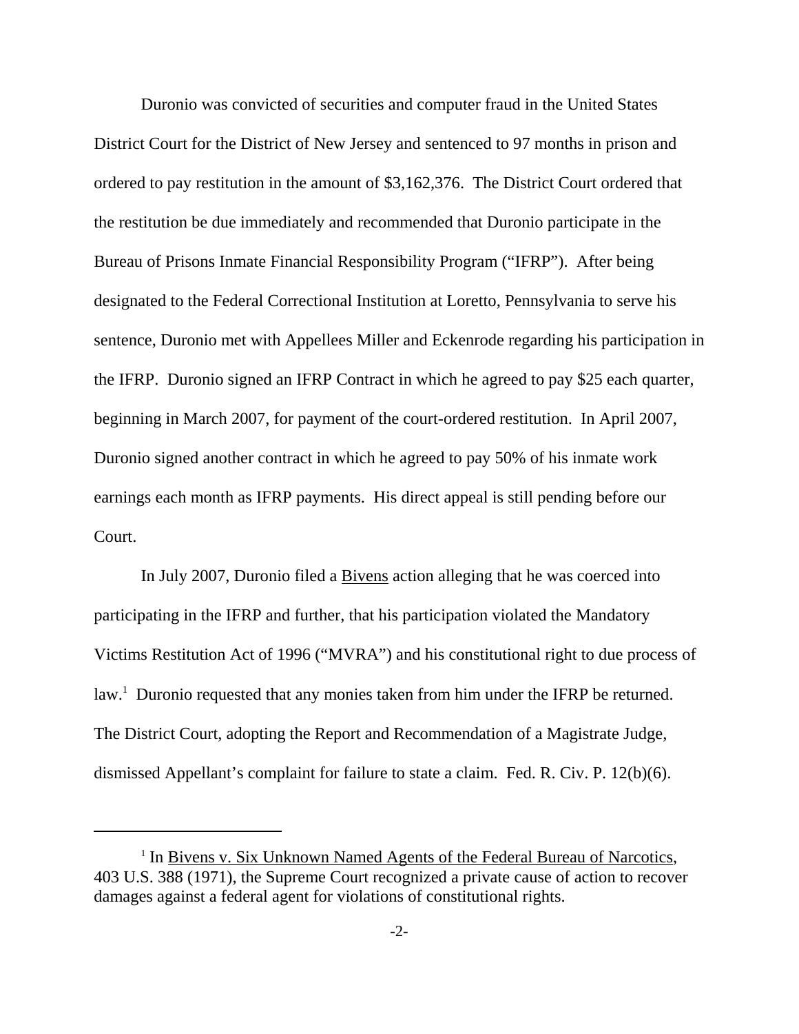Duronio was convicted of securities and computer fraud in the United States District Court for the District of New Jersey and sentenced to 97 months in prison and ordered to pay restitution in the amount of $3,162,376. The District Court ordered that the restitution be due immediately and recommended that Duronio participate in the Bureau of Prisons Inmate Financial Responsibility Program ("IFRP"). After being designated to the Federal Correctional Institution at Loretto, Pennsylvania to serve his sentence, Duronio met with Appellees Miller and Eckenrode regarding his participation in the IFRP. Duronio signed an IFRP Contract in which he agreed to pay $25 each quarter, beginning in March 2007, for payment of the court-ordered restitution. In April 2007, Duronio signed another contract in which he agreed to pay 50% of his inmate work earnings each month as IFRP payments. His direct appeal is still pending before our Court.

In July 2007, Duronio filed a Bivens action alleging that he was coerced into participating in the IFRP and further, that his participation violated the Mandatory Victims Restitution Act of 1996 ("MVRA") and his constitutional right to due process of law.[1] Duronio requested that any monies taken from him under the IFRP be returned. The District Court, adopting the Report and Recommendation of a Magistrate Judge, dismissed Appellant's complaint for failure to state a claim. Fed. R. Civ. P. 12(b)(6).

---

[1] In Bivens v. Six Unknown Named Agents of the Federal Bureau of Narcotics, 403 U.S. 388 (1971), the Supreme Court recognized a private cause of action to recover damages against a federal agent for violations of constitutional rights.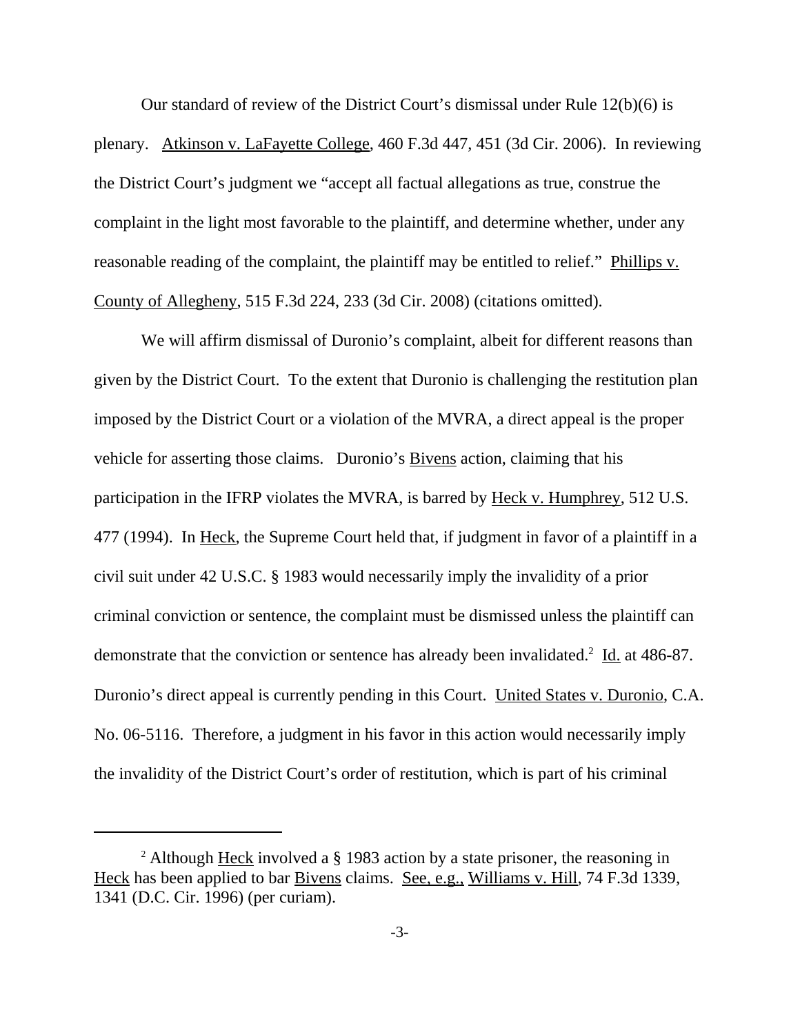Our standard of review of the District Court's dismissal under Rule 12(b)(6) is plenary. Atkinson v. LaFayette College, 460 F.3d 447, 451 (3d Cir. 2006). In reviewing the District Court's judgment we "accept all factual allegations as true, construe the complaint in the light most favorable to the plaintiff, and determine whether, under any reasonable reading of the complaint, the plaintiff may be entitled to relief." Phillips v. County of Allegheny, 515 F.3d 224, 233 (3d Cir. 2008) (citations omitted).

We will affirm dismissal of Duronio's complaint, albeit for different reasons than given by the District Court. To the extent that Duronio is challenging the restitution plan imposed by the District Court or a violation of the MVRA, a direct appeal is the proper vehicle for asserting those claims. Duronio's Bivens action, claiming that his participation in the IFRP violates the MVRA, is barred by Heck v. Humphrey, 512 U.S. 477 (1994). In Heck, the Supreme Court held that, if judgment in favor of a plaintiff in a civil suit under 42 U.S.C. § 1983 would necessarily imply the invalidity of a prior criminal conviction or sentence, the complaint must be dismissed unless the plaintiff can demonstrate that the conviction or sentence has already been invalidated.[2] Id. at 486-87. Duronio's direct appeal is currently pending in this Court. United States v. Duronio, C.A. No. 06-5116. Therefore, a judgment in his favor in this action would necessarily imply the invalidity of the District Court's order of restitution, which is part of his criminal

---

[2] Although Heck involved a § 1983 action by a state prisoner, the reasoning in Heck has been applied to bar Bivens claims. See, e.g., Williams v. Hill, 74 F.3d 1339, 1341 (D.C. Cir. 1996) (per curiam).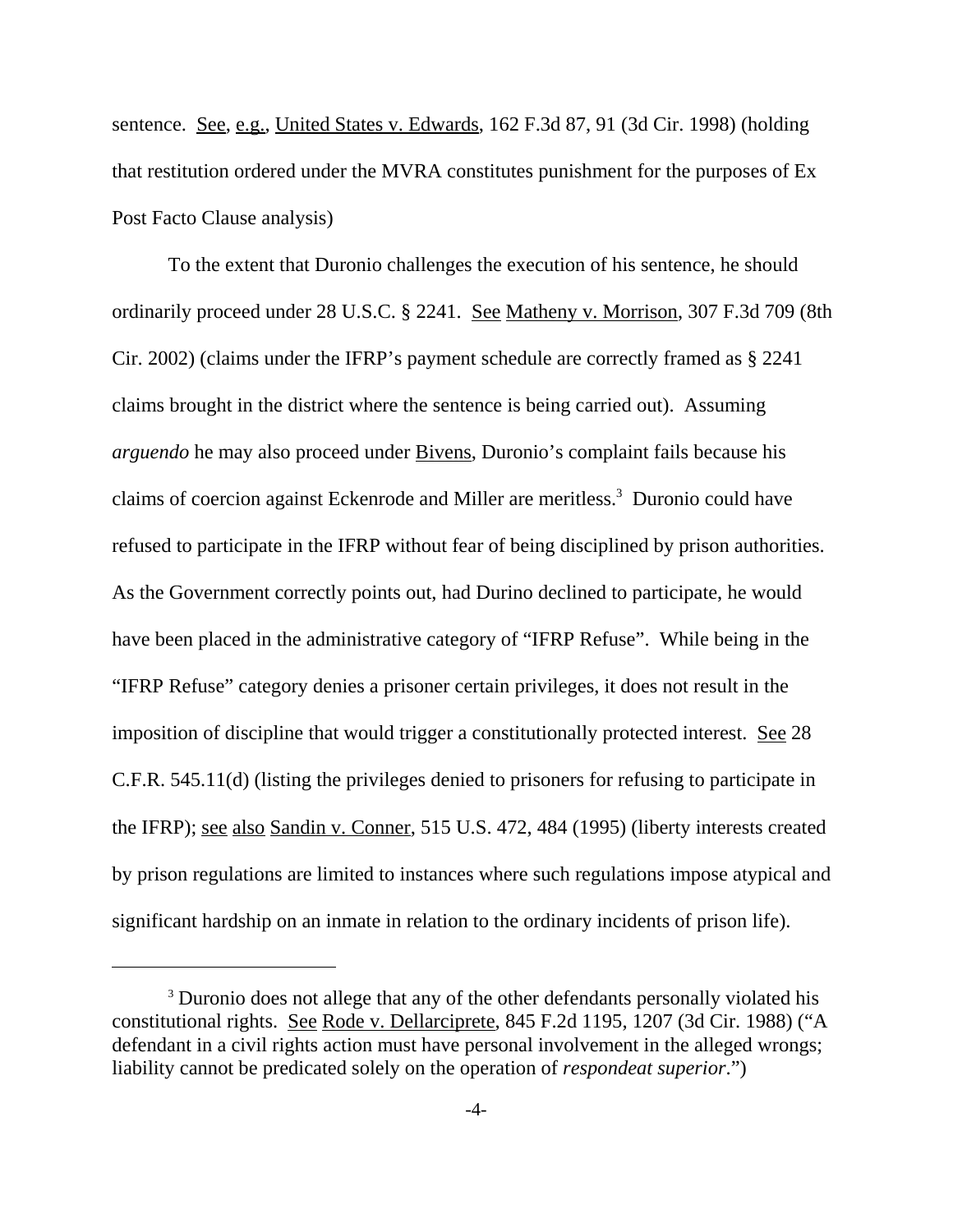sentence. See, e.g., United States v. Edwards, 162 F.3d 87, 91 (3d Cir. 1998) (holding that restitution ordered under the MVRA constitutes punishment for the purposes of Ex Post Facto Clause analysis)

To the extent that Duronio challenges the execution of his sentence, he should ordinarily proceed under 28 U.S.C. § 2241. See Matheny v. Morrison, 307 F.3d 709 (8th Cir. 2002) (claims under the IFRP's payment schedule are correctly framed as § 2241 claims brought in the district where the sentence is being carried out). Assuming *arguendo* he may also proceed under Bivens, Duronio's complaint fails because his claims of coercion against Eckenrode and Miller are meritless.[3] Duronio could have refused to participate in the IFRP without fear of being disciplined by prison authorities. As the Government correctly points out, had Durino declined to participate, he would have been placed in the administrative category of "IFRP Refuse". While being in the "IFRP Refuse" category denies a prisoner certain privileges, it does not result in the imposition of discipline that would trigger a constitutionally protected interest. See 28 C.F.R. 545.11(d) (listing the privileges denied to prisoners for refusing to participate in the IFRP); see also Sandin v. Conner, 515 U.S. 472, 484 (1995) (liberty interests created by prison regulations are limited to instances where such regulations impose atypical and significant hardship on an inmate in relation to the ordinary incidents of prison life).

---

[3] Duronio does not allege that any of the other defendants personally violated his constitutional rights. See Rode v. Dellarciprete, 845 F.2d 1195, 1207 (3d Cir. 1988) ("A defendant in a civil rights action must have personal involvement in the alleged wrongs; liability cannot be predicated solely on the operation of *respondeat superior*.")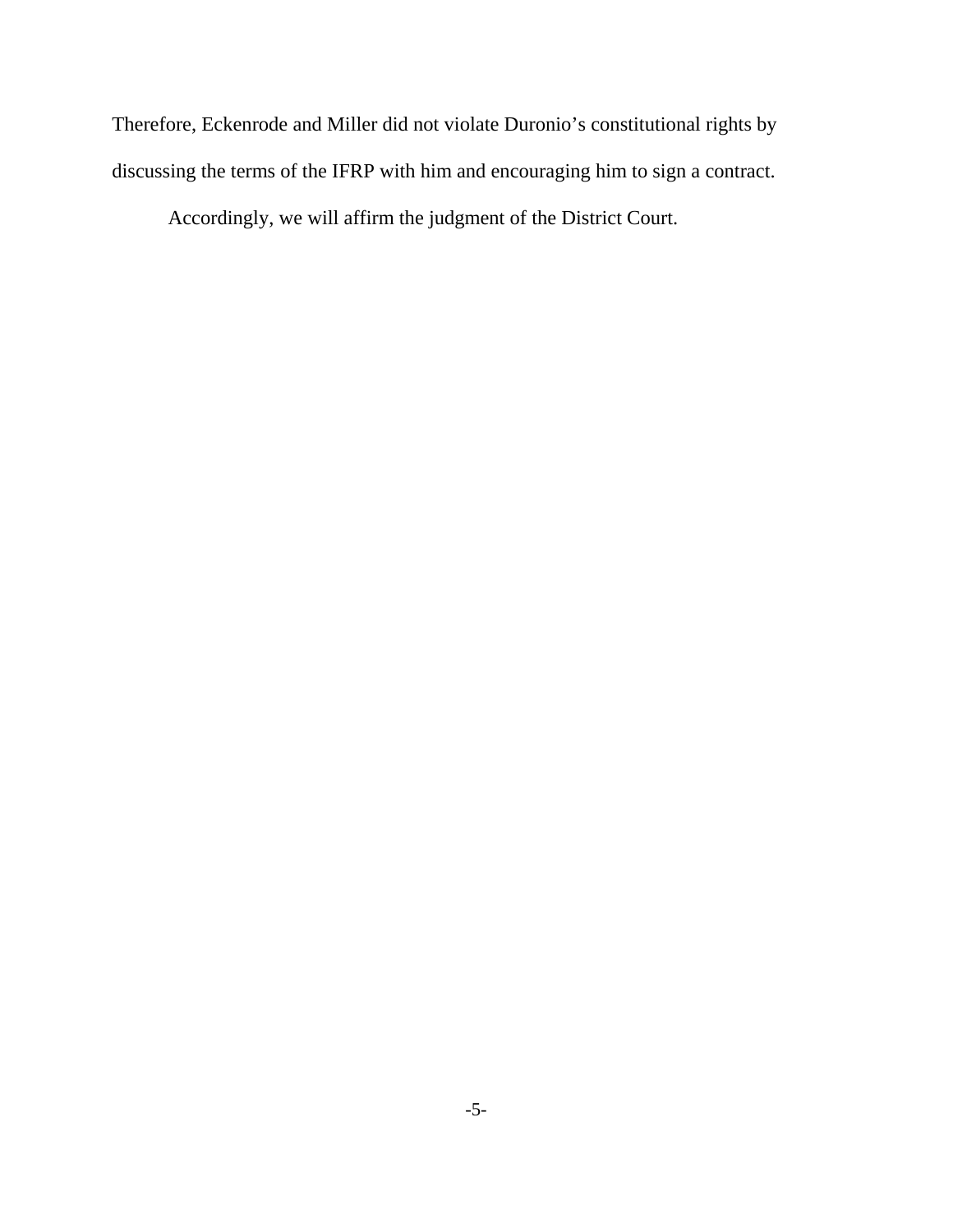Therefore, Eckenrode and Miller did not violate Duronio's constitutional rights by discussing the terms of the IFRP with him and encouraging him to sign a contract.

Accordingly, we will affirm the judgment of the District Court.